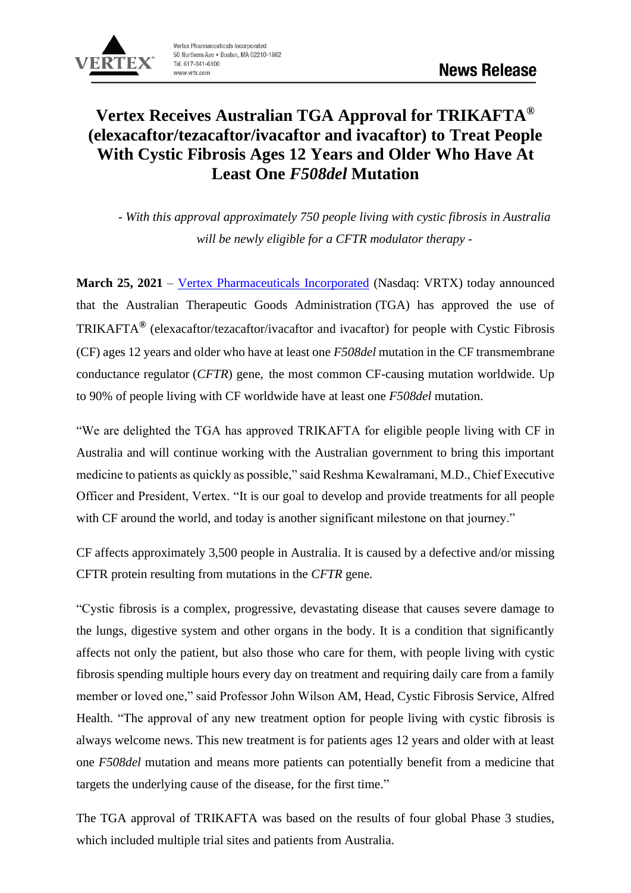Vertex Pharmaceuticals Incorporated
50 Northern Ave • Boston, MA 02210-1862
Tel. 617-341-6100
www.vrtx.com

**News Release**

# Vertex Receives Australian TGA Approval for TRIKAFTA® (elexacaftor/tezacaftor/ivacaftor and ivacaftor) to Treat People With Cystic Fibrosis Ages 12 Years and Older Who Have At Least One *F508del* Mutation

*- With this approval approximately 750 people living with cystic fibrosis in Australia will be newly eligible for a CFTR modulator therapy -*

**March 25, 2021** – Vertex Pharmaceuticals Incorporated (Nasdaq: VRTX) today announced that the Australian Therapeutic Goods Administration (TGA) has approved the use of TRIKAFTA® (elexacaftor/tezacaftor/ivacaftor and ivacaftor) for people with Cystic Fibrosis (CF) ages 12 years and older who have at least one *F508del* mutation in the CF transmembrane conductance regulator (*CFTR*) gene, the most common CF-causing mutation worldwide. Up to 90% of people living with CF worldwide have at least one *F508del* mutation.

"We are delighted the TGA has approved TRIKAFTA for eligible people living with CF in Australia and will continue working with the Australian government to bring this important medicine to patients as quickly as possible," said Reshma Kewalramani, M.D., Chief Executive Officer and President, Vertex. "It is our goal to develop and provide treatments for all people with CF around the world, and today is another significant milestone on that journey."

CF affects approximately 3,500 people in Australia. It is caused by a defective and/or missing CFTR protein resulting from mutations in the *CFTR* gene.

"Cystic fibrosis is a complex, progressive, devastating disease that causes severe damage to the lungs, digestive system and other organs in the body. It is a condition that significantly affects not only the patient, but also those who care for them, with people living with cystic fibrosis spending multiple hours every day on treatment and requiring daily care from a family member or loved one," said Professor John Wilson AM, Head, Cystic Fibrosis Service, Alfred Health. "The approval of any new treatment option for people living with cystic fibrosis is always welcome news. This new treatment is for patients ages 12 years and older with at least one *F508del* mutation and means more patients can potentially benefit from a medicine that targets the underlying cause of the disease, for the first time."

The TGA approval of TRIKAFTA was based on the results of four global Phase 3 studies, which included multiple trial sites and patients from Australia.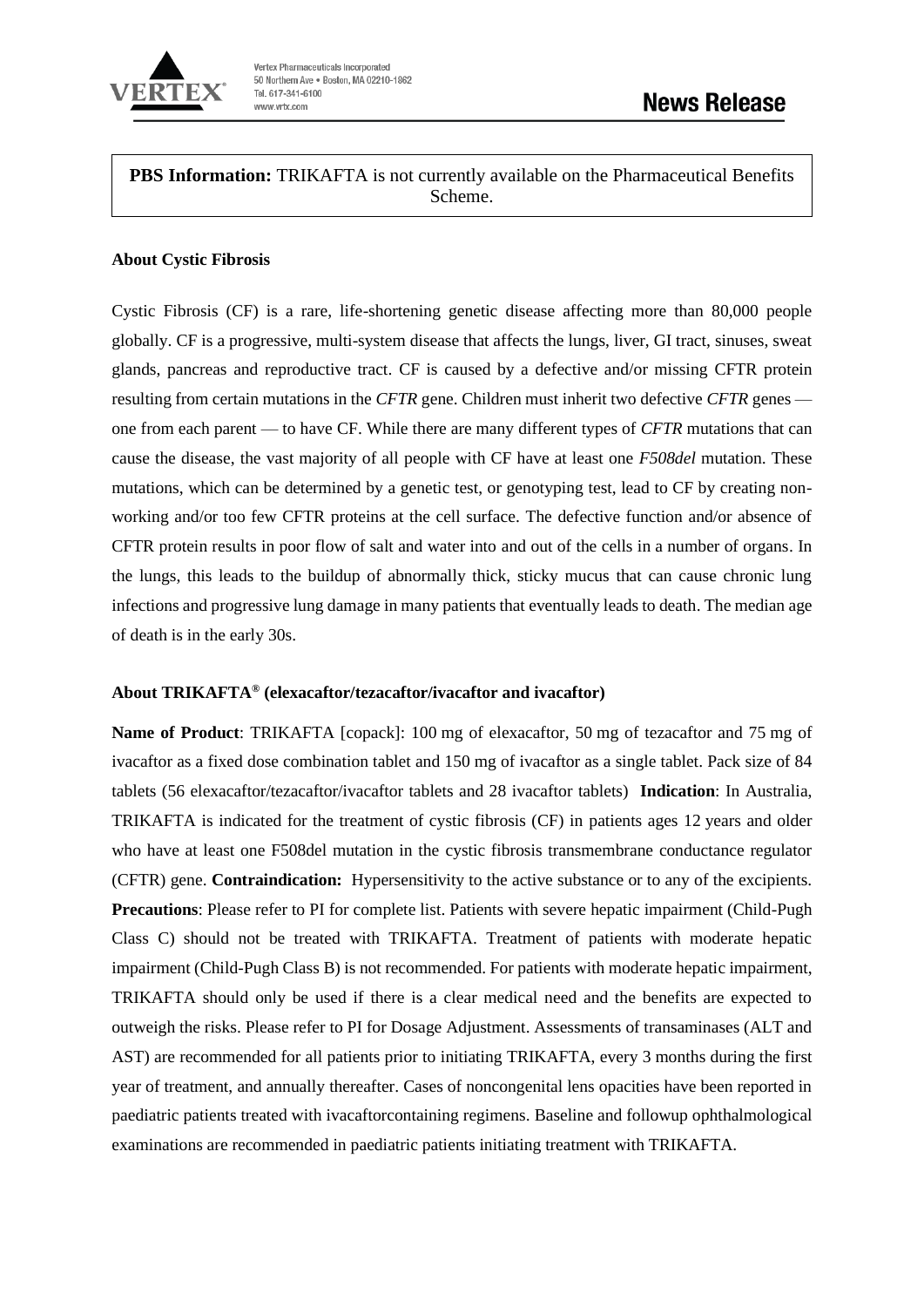**PBS Information:** TRIKAFTA is not currently available on the Pharmaceutical Benefits Scheme.

**About Cystic Fibrosis**

Cystic Fibrosis (CF) is a rare, life-shortening genetic disease affecting more than 80,000 people globally. CF is a progressive, multi-system disease that affects the lungs, liver, GI tract, sinuses, sweat glands, pancreas and reproductive tract. CF is caused by a defective and/or missing CFTR protein resulting from certain mutations in the *CFTR* gene. Children must inherit two defective *CFTR* genes — one from each parent — to have CF. While there are many different types of *CFTR* mutations that can cause the disease, the vast majority of all people with CF have at least one *F508del* mutation. These mutations, which can be determined by a genetic test, or genotyping test, lead to CF by creating non-working and/or too few CFTR proteins at the cell surface. The defective function and/or absence of CFTR protein results in poor flow of salt and water into and out of the cells in a number of organs. In the lungs, this leads to the buildup of abnormally thick, sticky mucus that can cause chronic lung infections and progressive lung damage in many patients that eventually leads to death. The median age of death is in the early 30s.

**About TRIKAFTA® (elexacaftor/tezacaftor/ivacaftor and ivacaftor)**

**Name of Product**: TRIKAFTA [copack]: 100 mg of elexacaftor, 50 mg of tezacaftor and 75 mg of ivacaftor as a fixed dose combination tablet and 150 mg of ivacaftor as a single tablet. Pack size of 84 tablets (56 elexacaftor/tezacaftor/ivacaftor tablets and 28 ivacaftor tablets) **Indication**: In Australia, TRIKAFTA is indicated for the treatment of cystic fibrosis (CF) in patients ages 12 years and older who have at least one F508del mutation in the cystic fibrosis transmembrane conductance regulator (CFTR) gene. **Contraindication:** Hypersensitivity to the active substance or to any of the excipients. **Precautions**: Please refer to PI for complete list. Patients with severe hepatic impairment (Child-Pugh Class C) should not be treated with TRIKAFTA. Treatment of patients with moderate hepatic impairment (Child-Pugh Class B) is not recommended. For patients with moderate hepatic impairment, TRIKAFTA should only be used if there is a clear medical need and the benefits are expected to outweigh the risks. Please refer to PI for Dosage Adjustment. Assessments of transaminases (ALT and AST) are recommended for all patients prior to initiating TRIKAFTA, every 3 months during the first year of treatment, and annually thereafter. Cases of noncongenital lens opacities have been reported in paediatric patients treated with ivacaftorcontaining regimens. Baseline and followup ophthalmological examinations are recommended in paediatric patients initiating treatment with TRIKAFTA.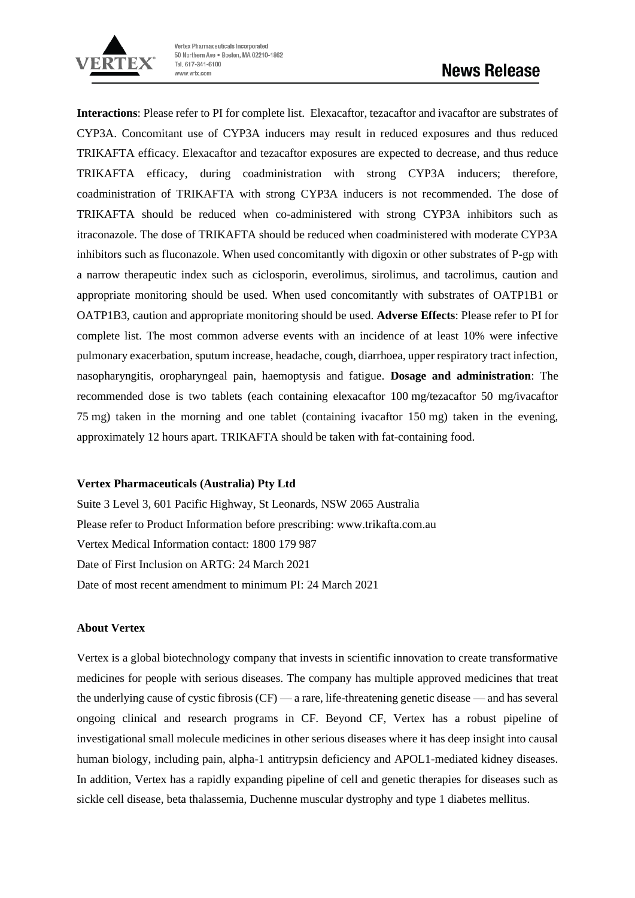**Interactions**: Please refer to PI for complete list. Elexacaftor, tezacaftor and ivacaftor are substrates of CYP3A. Concomitant use of CYP3A inducers may result in reduced exposures and thus reduced TRIKAFTA efficacy. Elexacaftor and tezacaftor exposures are expected to decrease, and thus reduce TRIKAFTA efficacy, during coadministration with strong CYP3A inducers; therefore, coadministration of TRIKAFTA with strong CYP3A inducers is not recommended. The dose of TRIKAFTA should be reduced when co-administered with strong CYP3A inhibitors such as itraconazole. The dose of TRIKAFTA should be reduced when coadministered with moderate CYP3A inhibitors such as fluconazole. When used concomitantly with digoxin or other substrates of P-gp with a narrow therapeutic index such as ciclosporin, everolimus, sirolimus, and tacrolimus, caution and appropriate monitoring should be used. When used concomitantly with substrates of OATP1B1 or OATP1B3, caution and appropriate monitoring should be used. **Adverse Effects**: Please refer to PI for complete list. The most common adverse events with an incidence of at least 10% were infective pulmonary exacerbation, sputum increase, headache, cough, diarrhoea, upper respiratory tract infection, nasopharyngitis, oropharyngeal pain, haemoptysis and fatigue. **Dosage and administration**: The recommended dose is two tablets (each containing elexacaftor 100 mg/tezacaftor 50 mg/ivacaftor 75 mg) taken in the morning and one tablet (containing ivacaftor 150 mg) taken in the evening, approximately 12 hours apart. TRIKAFTA should be taken with fat-containing food.

**Vertex Pharmaceuticals (Australia) Pty Ltd**

Suite 3 Level 3, 601 Pacific Highway, St Leonards, NSW 2065 Australia

Please refer to Product Information before prescribing: www.trikafta.com.au

Vertex Medical Information contact: 1800 179 987

Date of First Inclusion on ARTG: 24 March 2021

Date of most recent amendment to minimum PI: 24 March 2021

**About Vertex**

Vertex is a global biotechnology company that invests in scientific innovation to create transformative medicines for people with serious diseases. The company has multiple approved medicines that treat the underlying cause of cystic fibrosis (CF) — a rare, life-threatening genetic disease — and has several ongoing clinical and research programs in CF. Beyond CF, Vertex has a robust pipeline of investigational small molecule medicines in other serious diseases where it has deep insight into causal human biology, including pain, alpha-1 antitrypsin deficiency and APOL1-mediated kidney diseases. In addition, Vertex has a rapidly expanding pipeline of cell and genetic therapies for diseases such as sickle cell disease, beta thalassemia, Duchenne muscular dystrophy and type 1 diabetes mellitus.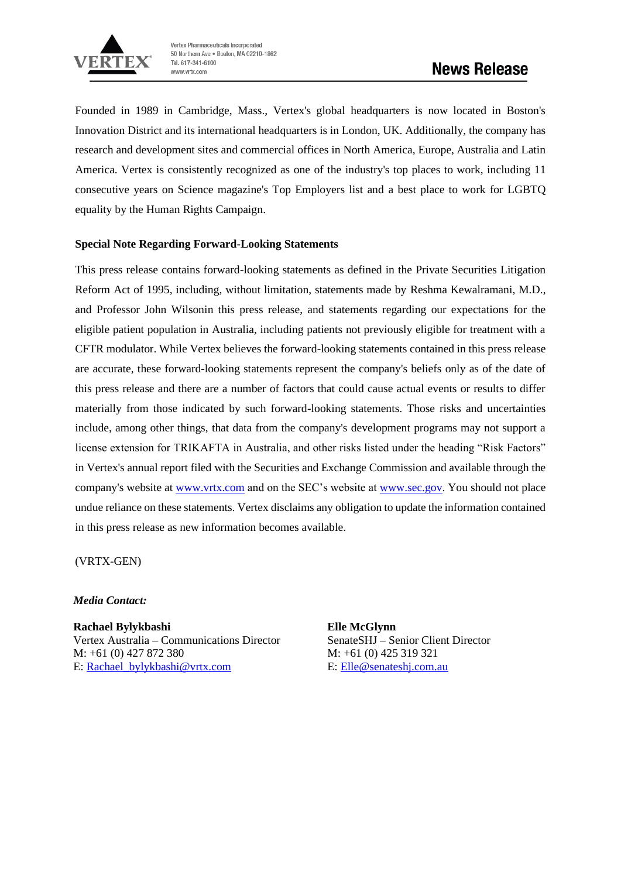Founded in 1989 in Cambridge, Mass., Vertex's global headquarters is now located in Boston's Innovation District and its international headquarters is in London, UK. Additionally, the company has research and development sites and commercial offices in North America, Europe, Australia and Latin America. Vertex is consistently recognized as one of the industry's top places to work, including 11 consecutive years on Science magazine's Top Employers list and a best place to work for LGBTQ equality by the Human Rights Campaign.

**Special Note Regarding Forward-Looking Statements**

This press release contains forward-looking statements as defined in the Private Securities Litigation Reform Act of 1995, including, without limitation, statements made by Reshma Kewalramani, M.D., and Professor John Wilsonin this press release, and statements regarding our expectations for the eligible patient population in Australia, including patients not previously eligible for treatment with a CFTR modulator. While Vertex believes the forward-looking statements contained in this press release are accurate, these forward-looking statements represent the company's beliefs only as of the date of this press release and there are a number of factors that could cause actual events or results to differ materially from those indicated by such forward-looking statements. Those risks and uncertainties include, among other things, that data from the company's development programs may not support a license extension for TRIKAFTA in Australia, and other risks listed under the heading "Risk Factors" in Vertex's annual report filed with the Securities and Exchange Commission and available through the company's website at www.vrtx.com and on the SEC's website at www.sec.gov. You should not place undue reliance on these statements. Vertex disclaims any obligation to update the information contained in this press release as new information becomes available.

(VRTX-GEN)

***Media Contact:***

**Rachael Bylykbashi**
Vertex Australia – Communications Director
M: +61 (0) 427 872 380
E: Rachael_bylykbashi@vrtx.com

**Elle McGlynn**
SenateSHJ – Senior Client Director
M: +61 (0) 425 319 321
E: Elle@senateshj.com.au